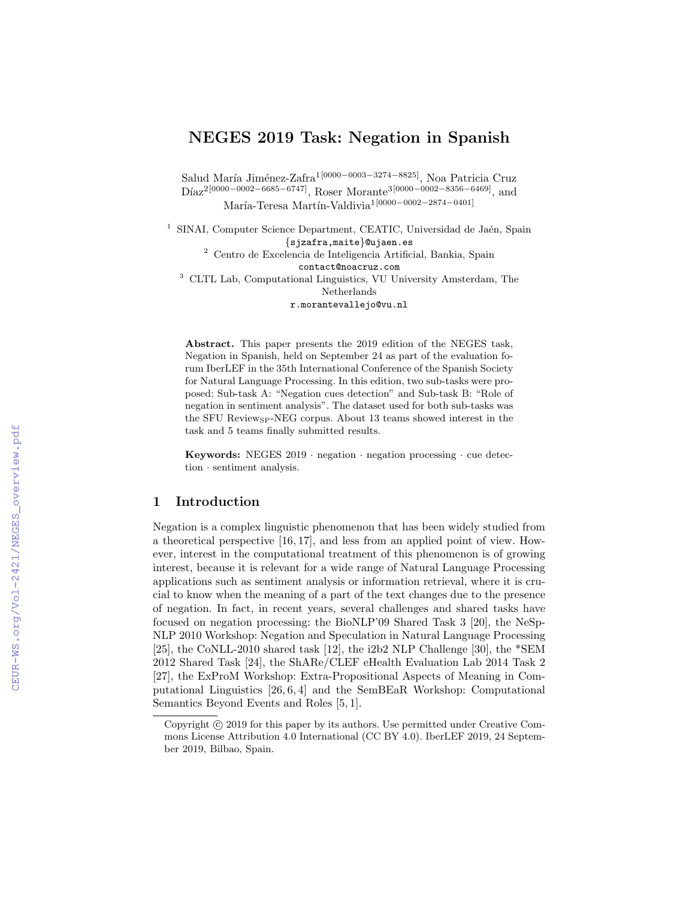# NEGES 2019 Task: Negation in Spanish

Salud María Jiménez-Zafra[1[0000−0003−3274−8825]], Noa Patricia Cruz Díaz[2[0000−0002−6685−6747]], Roser Morante[3[0000−0002−8356−6469]], and María-Teresa Martín-Valdivia[1[0000−0002−2874−0401]]

[1] SINAI, Computer Science Department, CEATIC, Universidad de Jaén, Spain
{sjzafra,maite}@ujaen.es

[2] Centro de Excelencia de Inteligencia Artificial, Bankia, Spain
contact@noacruz.com

[3] CLTL Lab, Computational Linguistics, VU University Amsterdam, The Netherlands
r.morantevallejo@vu.nl

**Abstract.** This paper presents the 2019 edition of the NEGES task, Negation in Spanish, held on September 24 as part of the evaluation forum IberLEF in the 35th International Conference of the Spanish Society for Natural Language Processing. In this edition, two sub-tasks were proposed: Sub-task A: "Negation cues detection" and Sub-task B: "Role of negation in sentiment analysis". The dataset used for both sub-tasks was the SFU Review$_{SP}$-NEG corpus. About 13 teams showed interest in the task and 5 teams finally submitted results.

**Keywords:** NEGES 2019 · negation · negation processing · cue detection · sentiment analysis.

## 1 Introduction

Negation is a complex linguistic phenomenon that has been widely studied from a theoretical perspective [16, 17], and less from an applied point of view. However, interest in the computational treatment of this phenomenon is of growing interest, because it is relevant for a wide range of Natural Language Processing applications such as sentiment analysis or information retrieval, where it is crucial to know when the meaning of a part of the text changes due to the presence of negation. In fact, in recent years, several challenges and shared tasks have focused on negation processing: the BioNLP'09 Shared Task 3 [20], the NeSp-NLP 2010 Workshop: Negation and Speculation in Natural Language Processing [25], the CoNLL-2010 shared task [12], the i2b2 NLP Challenge [30], the *SEM 2012 Shared Task [24], the ShARe/CLEF eHealth Evaluation Lab 2014 Task 2 [27], the ExProM Workshop: Extra-Propositional Aspects of Meaning in Computational Linguistics [26, 6, 4] and the SemBEaR Workshop: Computational Semantics Beyond Events and Roles [5, 1].

Copyright © 2019 for this paper by its authors. Use permitted under Creative Commons License Attribution 4.0 International (CC BY 4.0). IberLEF 2019, 24 September 2019, Bilbao, Spain.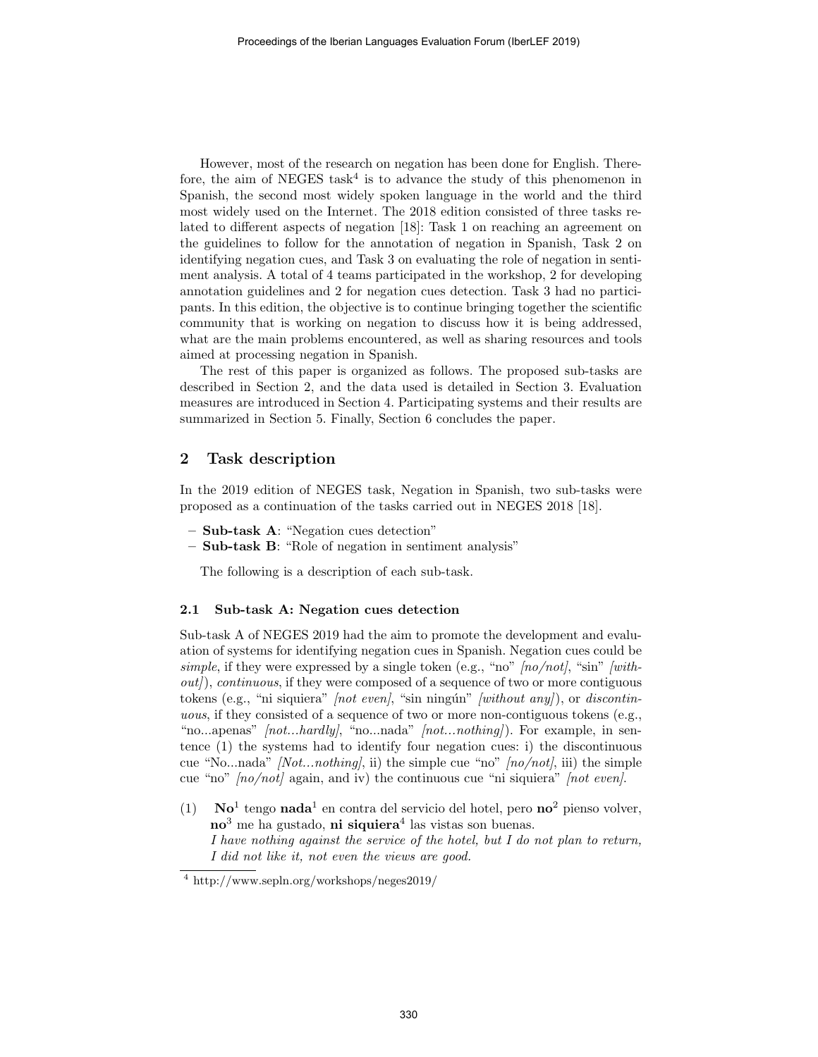However, most of the research on negation has been done for English. Therefore, the aim of NEGES task[4] is to advance the study of this phenomenon in Spanish, the second most widely spoken language in the world and the third most widely used on the Internet. The 2018 edition consisted of three tasks related to different aspects of negation [18]: Task 1 on reaching an agreement on the guidelines to follow for the annotation of negation in Spanish, Task 2 on identifying negation cues, and Task 3 on evaluating the role of negation in sentiment analysis. A total of 4 teams participated in the workshop, 2 for developing annotation guidelines and 2 for negation cues detection. Task 3 had no participants. In this edition, the objective is to continue bringing together the scientific community that is working on negation to discuss how it is being addressed, what are the main problems encountered, as well as sharing resources and tools aimed at processing negation in Spanish.

The rest of this paper is organized as follows. The proposed sub-tasks are described in Section 2, and the data used is detailed in Section 3. Evaluation measures are introduced in Section 4. Participating systems and their results are summarized in Section 5. Finally, Section 6 concludes the paper.

## 2 Task description

In the 2019 edition of NEGES task, Negation in Spanish, two sub-tasks were proposed as a continuation of the tasks carried out in NEGES 2018 [18].

- **Sub-task A**: "Negation cues detection"
- **Sub-task B**: "Role of negation in sentiment analysis"

The following is a description of each sub-task.

### 2.1 Sub-task A: Negation cues detection

Sub-task A of NEGES 2019 had the aim to promote the development and evaluation of systems for identifying negation cues in Spanish. Negation cues could be *simple*, if they were expressed by a single token (e.g., "no" *[no/not]*, "sin" *[without]*), *continuous*, if they were composed of a sequence of two or more contiguous tokens (e.g., "ni siquiera" *[not even]*, "sin ningún" *[without any]*), or *discontinuous*, if they consisted of a sequence of two or more non-contiguous tokens (e.g., "no...apenas" *[not...hardly]*, "no...nada" *[not...nothing]*). For example, in sentence (1) the systems had to identify four negation cues: i) the discontinuous cue "No...nada" *[Not...nothing]*, ii) the simple cue "no" *[no/not]*, iii) the simple cue "no" *[no/not]* again, and iv) the continuous cue "ni siquiera" *[not even]*.

(1) **No**[1] tengo **nada**[1] en contra del servicio del hotel, pero **no**[2] pienso volver, **no**[3] me ha gustado, **ni siquiera**[4] las vistas son buenas.
*I have nothing against the service of the hotel, but I do not plan to return, I did not like it, not even the views are good.*

[4] http://www.sepln.org/workshops/neges2019/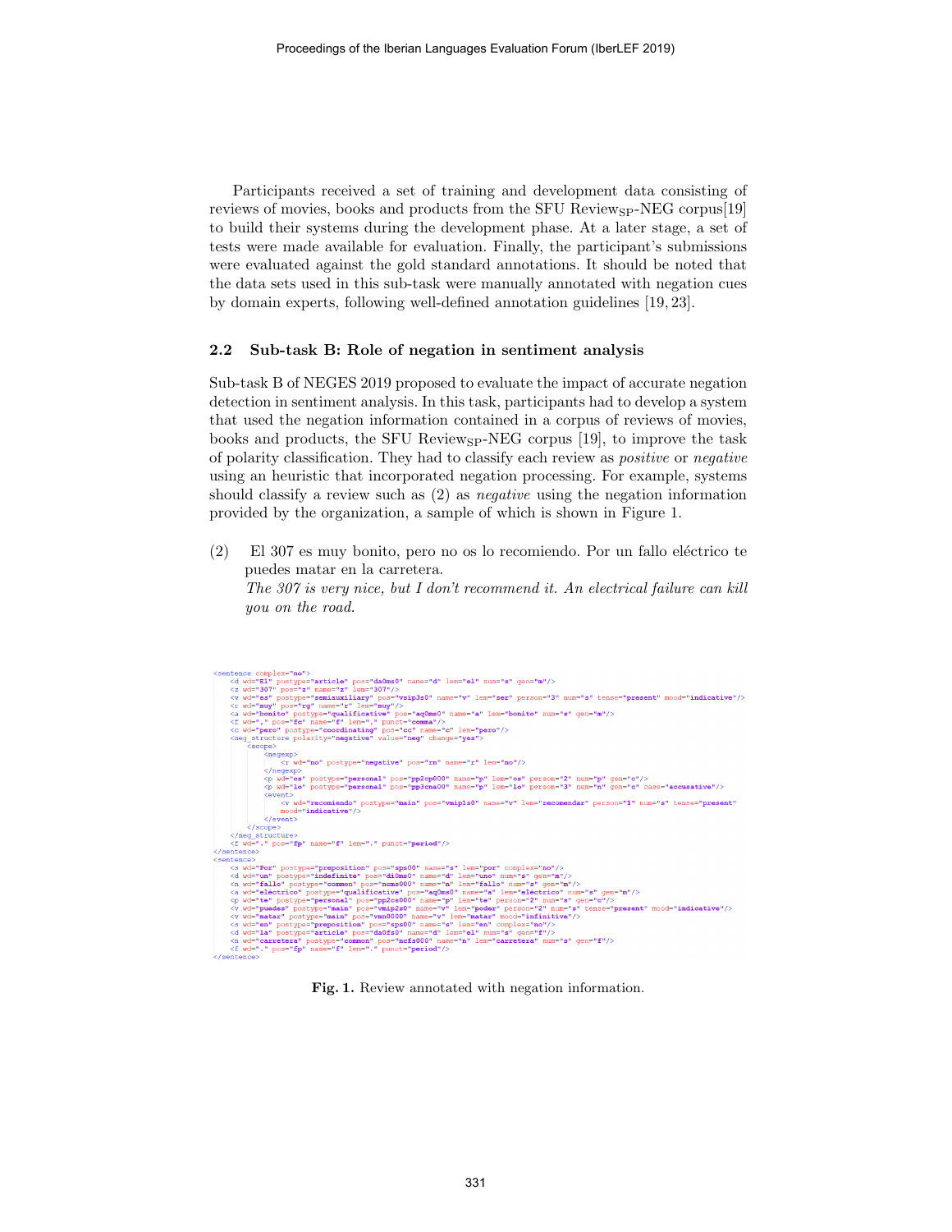Participants received a set of training and development data consisting of reviews of movies, books and products from the SFU Review$_{SP}$-NEG corpus[19] to build their systems during the development phase. At a later stage, a set of tests were made available for evaluation. Finally, the participant's submissions were evaluated against the gold standard annotations. It should be noted that the data sets used in this sub-task were manually annotated with negation cues by domain experts, following well-defined annotation guidelines [19, 23].

### 2.2 Sub-task B: Role of negation in sentiment analysis

Sub-task B of NEGES 2019 proposed to evaluate the impact of accurate negation detection in sentiment analysis. In this task, participants had to develop a system that used the negation information contained in a corpus of reviews of movies, books and products, the SFU Review$_{SP}$-NEG corpus [19], to improve the task of polarity classification. They had to classify each review as *positive* or *negative* using an heuristic that incorporated negation processing. For example, systems should classify a review such as (2) as *negative* using the negation information provided by the organization, a sample of which is shown in Figure 1.

(2) El 307 es muy bonito, pero no os lo recomiendo. Por un fallo eléctrico te puedes matar en la carretera.
*The 307 is very nice, but I don't recommend it. An electrical failure can kill you on the road.*

```
<sentence complex="no">
    <d wd="El" postype="article" pos="da0ms0" name="d" lem="el" num="s" gen="m"/>
    <z wd="307" pos="z" name="z" lem="307"/>
    <v wd="es" postype="semiauxiliary" pos="vsip3s0" name="v" lem="ser" person="3" num="s" tense="present" mood="indicative"/>
    <r wd="muy" pos="rg" name="r" lem="muy"/>
    <a wd="bonito" postype="qualificative" pos="aq0ms0" name="a" lem="bonito" num="s" gen="m"/>
    <f wd="," pos="fc" name="f" lem="," punct="comma"/>
    <c wd="pero" postype="coordinating" pos="cc" name="c" lem="pero"/>
    <neg_structure polarity="negative" value="neg" change="yes">
        <scope>
            <negexp>
                <r wd="no" postype="negative" pos="rn" name="r" lem="no"/>
            </negexp>
            <p wd="os" postype="personal" pos="pp2cp000" name="p" lem="os" person="2" num="p" gen="c"/>
            <p wd="lo" postype="personal" pos="pp3cna00" name="p" lem="lo" person="3" num="n" gen="c" case="accusative"/>
            <event>
                <v wd="recomiendo" postype="main" pos="vmip1s0" name="v" lem="recomendar" person="1" num="s" tense="present"
                mood="indicative"/>
            </event>
        </scope>
    </neg_structure>
    <f wd="." pos="fp" name="f" lem="." punct="period"/>
</sentence>
<sentence>
    <s wd="Por" postype="preposition" pos="sps00" name="s" lem="por" complex="no"/>
    <d wd="un" postype="indefinite" pos="di0ms0" name="d" lem="uno" num="s" gen="m"/>
    <n wd="fallo" postype="common" pos="ncms000" name="n" lem="fallo" num="s" gen="m"/>
    <a wd="electrico" postype="qualificative" pos="aq0ms0" name="a" lem="electrico" num="s" gen="m"/>
    <p wd="te" postype="personal" pos="pp2cs000" name="p" lem="te" person="2" num="s" gen="c"/>
    <v wd="puedes" postype="main" pos="vmip2s0" name="v" lem="poder" person="2" num="s" tense="present" mood="indicative"/>
    <v wd="matar" postype="main" pos="vmn0000" name="v" lem="matar" mood="infinitive"/>
    <s wd="en" postype="preposition" pos="sps00" name="s" lem="en" complex="no"/>
    <d wd="la" postype="article" pos="da0fs0" name="d" lem="el" num="s" gen="f"/>
    <n wd="carretera" postype="common" pos="ncfs000" name="n" lem="carretera" num="s" gen="f"/>
    <f wd="." pos="fp" name="f" lem="." punct="period"/>
</sentence>
```

**Fig. 1.** Review annotated with negation information.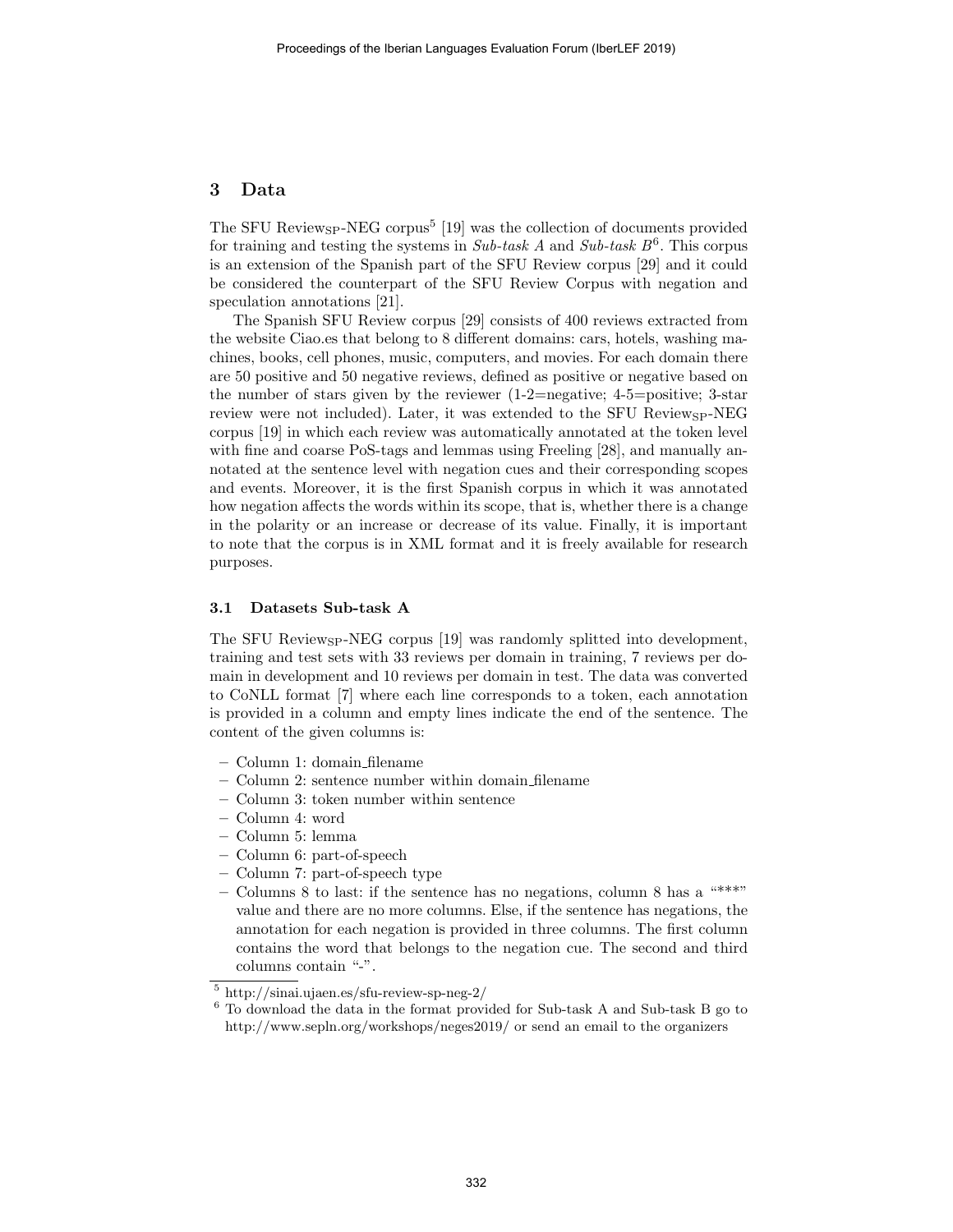## 3 Data

The SFU Review$_{SP}$-NEG corpus[5] [19] was the collection of documents provided for training and testing the systems in *Sub-task A* and *Sub-task B*[6]. This corpus is an extension of the Spanish part of the SFU Review corpus [29] and it could be considered the counterpart of the SFU Review Corpus with negation and speculation annotations [21].

The Spanish SFU Review corpus [29] consists of 400 reviews extracted from the website Ciao.es that belong to 8 different domains: cars, hotels, washing machines, books, cell phones, music, computers, and movies. For each domain there are 50 positive and 50 negative reviews, defined as positive or negative based on the number of stars given by the reviewer (1-2=negative; 4-5=positive; 3-star review were not included). Later, it was extended to the SFU Review$_{SP}$-NEG corpus [19] in which each review was automatically annotated at the token level with fine and coarse PoS-tags and lemmas using Freeling [28], and manually annotated at the sentence level with negation cues and their corresponding scopes and events. Moreover, it is the first Spanish corpus in which it was annotated how negation affects the words within its scope, that is, whether there is a change in the polarity or an increase or decrease of its value. Finally, it is important to note that the corpus is in XML format and it is freely available for research purposes.

### 3.1 Datasets Sub-task A

The SFU Review$_{SP}$-NEG corpus [19] was randomly splitted into development, training and test sets with 33 reviews per domain in training, 7 reviews per domain in development and 10 reviews per domain in test. The data was converted to CoNLL format [7] where each line corresponds to a token, each annotation is provided in a column and empty lines indicate the end of the sentence. The content of the given columns is:

- Column 1: domain_filename
- Column 2: sentence number within domain_filename
- Column 3: token number within sentence
- Column 4: word
- Column 5: lemma
- Column 6: part-of-speech
- Column 7: part-of-speech type
- Columns 8 to last: if the sentence has no negations, column 8 has a "***" value and there are no more columns. Else, if the sentence has negations, the annotation for each negation is provided in three columns. The first column contains the word that belongs to the negation cue. The second and third columns contain "-".

[5] http://sinai.ujaen.es/sfu-review-sp-neg-2/

[6] To download the data in the format provided for Sub-task A and Sub-task B go to http://www.sepln.org/workshops/neges2019/ or send an email to the organizers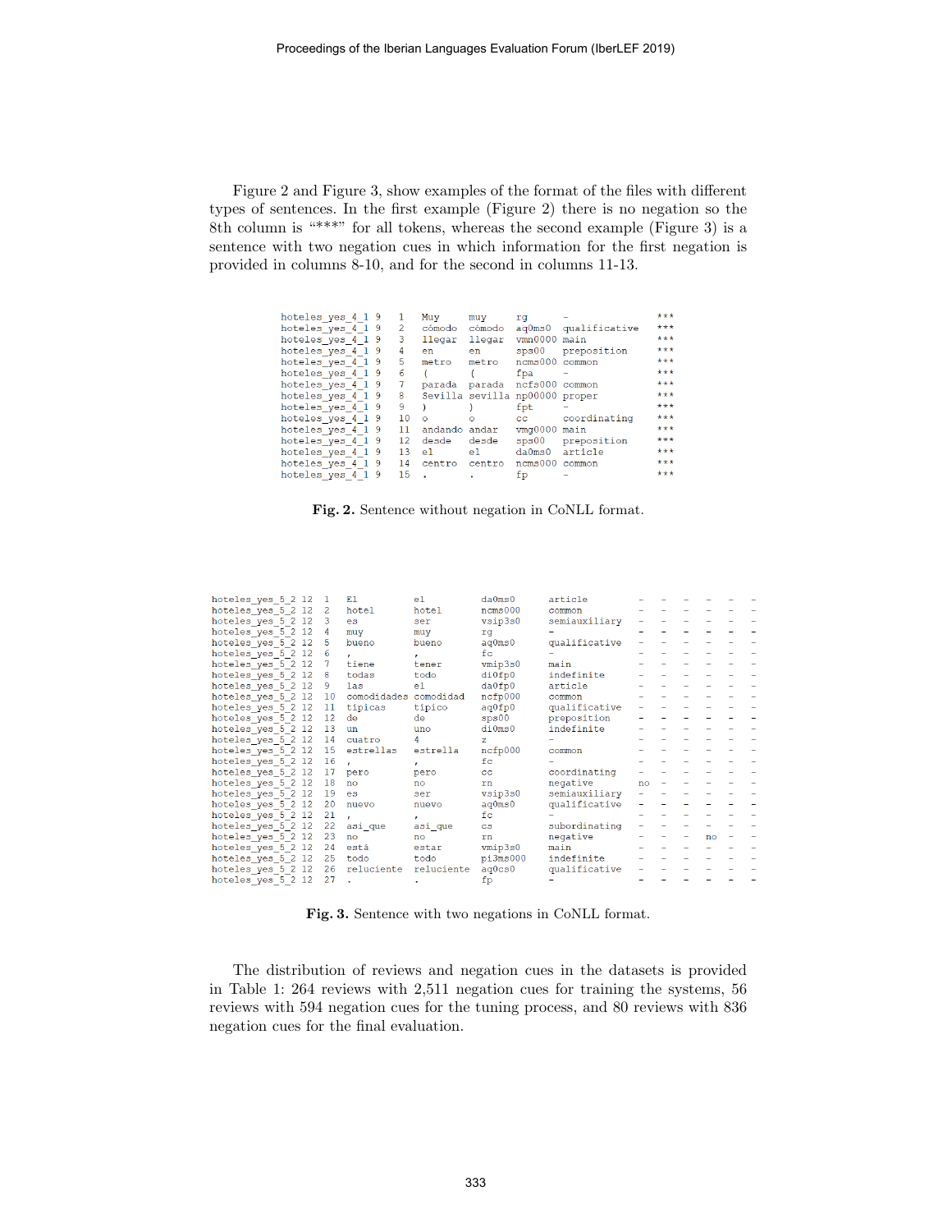Figure 2 and Figure 3, show examples of the format of the files with different types of sentences. In the first example (Figure 2) there is no negation so the 8th column is "***" for all tokens, whereas the second example (Figure 3) is a sentence with two negation cues in which information for the first negation is provided in columns 8-10, and for the second in columns 11-13.

```
hoteles_yes_4_1 9   1   Muy      muy      rg       -             ***
hoteles_yes_4_1 9   2   cómodo   cómodo   aq0ms0   qualificative ***
hoteles_yes_4_1 9   3   llegar   llegar   vmn0000  main          ***
hoteles_yes_4_1 9   4   en       en       sps00    preposition   ***
hoteles_yes_4_1 9   5   metro    metro    ncms000  common        ***
hoteles_yes_4_1 9   6   (        (        fpa      -             ***
hoteles_yes_4_1 9   7   parada   parada   ncfs000  common        ***
hoteles_yes_4_1 9   8   Sevilla  sevilla  np00000  proper        ***
hoteles_yes_4_1 9   9   )        )        fpt      -             ***
hoteles_yes_4_1 9   10  o        o        cc       coordinating  ***
hoteles_yes_4_1 9   11  andando  andar    vmg0000  main          ***
hoteles_yes_4_1 9   12  desde    desde    sps00    preposition   ***
hoteles_yes_4_1 9   13  el       el       da0ms0   article       ***
hoteles_yes_4_1 9   14  centro   centro   ncms000  common        ***
hoteles_yes_4_1 9   15  .        .        fp       -             ***
```

**Fig. 2.** Sentence without negation in CoNLL format.

```
hoteles_yes_5_2 12  1   El          el         da0ms0   article       -  -  -  -  -  -
hoteles_yes_5_2 12  2   hotel       hotel      ncms000  common        -  -  -  -  -  -
hoteles_yes_5_2 12  3   es          ser        vsip3s0  semiauxiliary -  -  -  -  -  -
hoteles_yes_5_2 12  4   muy         muy        rg       -             -  -  -  -  -  -
hoteles_yes_5_2 12  5   bueno       bueno      aq0ms0   qualificative -  -  -  -  -  -
hoteles_yes_5_2 12  6   ,           ,          fc       -             -  -  -  -  -  -
hoteles_yes_5_2 12  7   tiene       tener      vmip3s0  main          -  -  -  -  -  -
hoteles_yes_5_2 12  8   todas       todo       di0fp0   indefinite    -  -  -  -  -  -
hoteles_yes_5_2 12  9   las         el         da0fp0   article       -  -  -  -  -  -
hoteles_yes_5_2 12  10  comodidades comodidad  ncfp000  common        -  -  -  -  -  -
hoteles_yes_5_2 12  11  típicas     típico     aq0fp0   qualificative -  -  -  -  -  -
hoteles_yes_5_2 12  12  de          de         sps00    preposition   -  -  -  -  -  -
hoteles_yes_5_2 12  13  un          uno        di0ms0   indefinite    -  -  -  -  -  -
hoteles_yes_5_2 12  14  cuatro      4          z        -             -  -  -  -  -  -
hoteles_yes_5_2 12  15  estrellas   estrella   ncfp000  common        -  -  -  -  -  -
hoteles_yes_5_2 12  16  ,           ,          fc       -             -  -  -  -  -  -
hoteles_yes_5_2 12  17  pero        pero       cc       coordinating  -  -  -  -  -  -
hoteles_yes_5_2 12  18  no          no         rn       negative      no -  -  -  -  -
hoteles_yes_5_2 12  19  es          ser        vsip3s0  semiauxiliary -  -  -  -  -  -
hoteles_yes_5_2 12  20  nuevo       nuevo      aq0ms0   qualificative -  -  -  -  -  -
hoteles_yes_5_2 12  21  ,           ,          fc       -             -  -  -  -  -  -
hoteles_yes_5_2 12  22  así_que     así_que    cs       subordinating -  -  -  -  -  -
hoteles_yes_5_2 12  23  no          no         rn       negative      -  -  -  no -  -
hoteles_yes_5_2 12  24  está        estar      vmip3s0  main          -  -  -  -  -  -
hoteles_yes_5_2 12  25  todo        todo       pi3ms000 indefinite    -  -  -  -  -  -
hoteles_yes_5_2 12  26  reluciente  reluciente aq0cs0   qualificative -  -  -  -  -  -
hoteles_yes_5_2 12  27  .           .          fp       -             -  -  -  -  -  -
```

**Fig. 3.** Sentence with two negations in CoNLL format.

The distribution of reviews and negation cues in the datasets is provided in Table 1: 264 reviews with 2,511 negation cues for training the systems, 56 reviews with 594 negation cues for the tuning process, and 80 reviews with 836 negation cues for the final evaluation.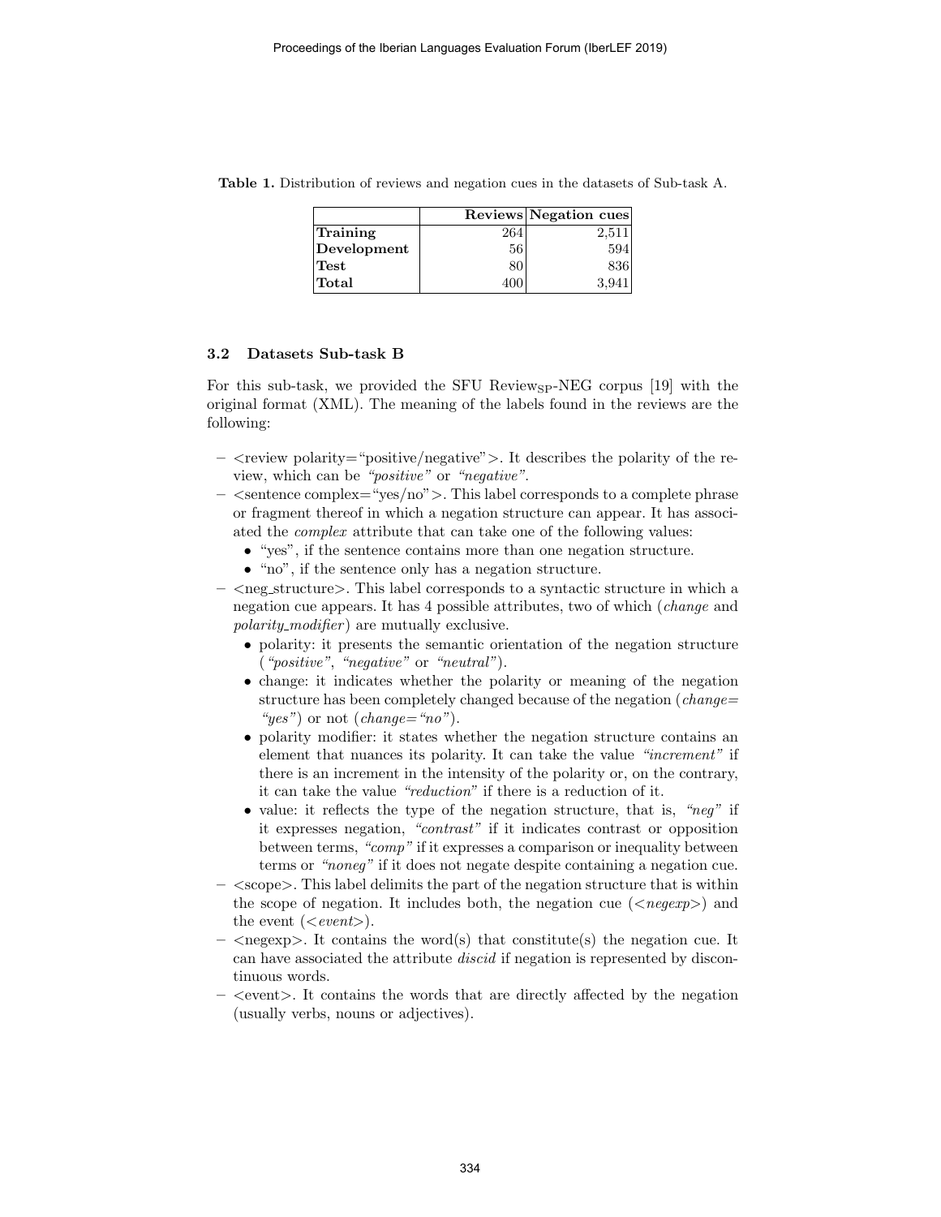**Table 1.** Distribution of reviews and negation cues in the datasets of Sub-task A.

| | Reviews | Negation cues |
|---|---|---|
| **Training** | 264 | 2,511 |
| **Development** | 56 | 594 |
| **Test** | 80 | 836 |
| **Total** | 400 | 3,941 |

### 3.2 Datasets Sub-task B

For this sub-task, we provided the SFU Review$_{SP}$-NEG corpus [19] with the original format (XML). The meaning of the labels found in the reviews are the following:

- <review polarity="positive/negative">. It describes the polarity of the review, which can be *"positive"* or *"negative"*.
- <sentence complex="yes/no">. This label corresponds to a complete phrase or fragment thereof in which a negation structure can appear. It has associated the *complex* attribute that can take one of the following values:
  - "yes", if the sentence contains more than one negation structure.
  - "no", if the sentence only has a negation structure.
- <neg_structure>. This label corresponds to a syntactic structure in which a negation cue appears. It has 4 possible attributes, two of which (*change* and *polarity_modifier*) are mutually exclusive.
  - polarity: it presents the semantic orientation of the negation structure (*"positive"*, *"negative"* or *"neutral"*).
  - change: it indicates whether the polarity or meaning of the negation structure has been completely changed because of the negation (*change= "yes"*) or not (*change="no"*).
  - polarity modifier: it states whether the negation structure contains an element that nuances its polarity. It can take the value *"increment"* if there is an increment in the intensity of the polarity or, on the contrary, it can take the value *"reduction"* if there is a reduction of it.
  - value: it reflects the type of the negation structure, that is, *"neg"* if it expresses negation, *"contrast"* if it indicates contrast or opposition between terms, *"comp"* if it expresses a comparison or inequality between terms or *"noneg"* if it does not negate despite containing a negation cue.
- <scope>. This label delimits the part of the negation structure that is within the scope of negation. It includes both, the negation cue (*<negexp>*) and the event (*<event>*).
- <negexp>. It contains the word(s) that constitute(s) the negation cue. It can have associated the attribute *discid* if negation is represented by discontinuous words.
- <event>. It contains the words that are directly affected by the negation (usually verbs, nouns or adjectives).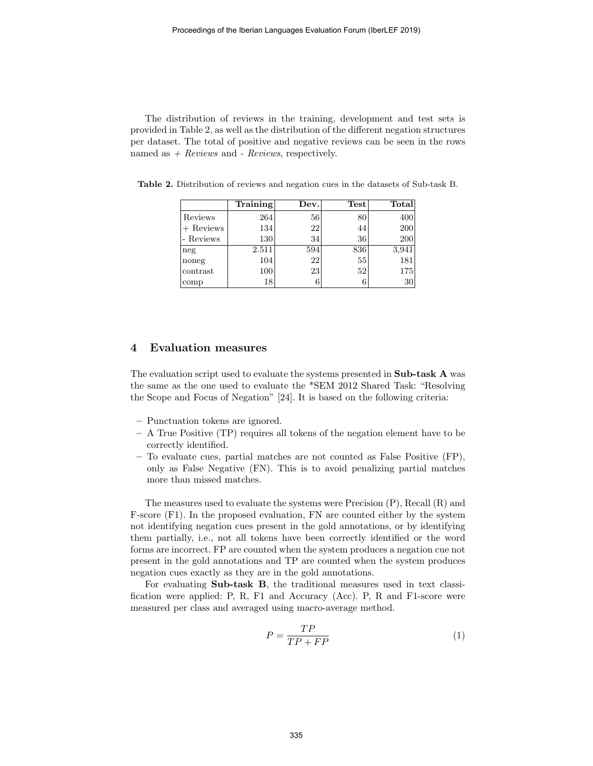The distribution of reviews in the training, development and test sets is provided in Table 2, as well as the distribution of the different negation structures per dataset. The total of positive and negative reviews can be seen in the rows named as *+ Reviews* and *- Reviews*, respectively.

**Table 2.** Distribution of reviews and negation cues in the datasets of Sub-task B.

| | **Training** | **Dev.** | **Test** | **Total** |
|---|---|---|---|---|
| Reviews | 264 | 56 | 80 | 400 |
| + Reviews | 134 | 22 | 44 | 200 |
| - Reviews | 130 | 34 | 36 | 200 |
| neg | 2.511 | 594 | 836 | 3,941 |
| noneg | 104 | 22 | 55 | 181 |
| contrast | 100 | 23 | 52 | 175 |
| comp | 18 | 6 | 6 | 30 |

## 4 Evaluation measures

The evaluation script used to evaluate the systems presented in **Sub-task A** was the same as the one used to evaluate the *SEM 2012 Shared Task: "Resolving the Scope and Focus of Negation" [24]. It is based on the following criteria:

- Punctuation tokens are ignored.
- A True Positive (TP) requires all tokens of the negation element have to be correctly identified.
- To evaluate cues, partial matches are not counted as False Positive (FP), only as False Negative (FN). This is to avoid penalizing partial matches more than missed matches.

The measures used to evaluate the systems were Precision (P), Recall (R) and F-score (F1). In the proposed evaluation, FN are counted either by the system not identifying negation cues present in the gold annotations, or by identifying them partially, i.e., not all tokens have been correctly identified or the word forms are incorrect. FP are counted when the system produces a negation cue not present in the gold annotations and TP are counted when the system produces negation cues exactly as they are in the gold annotations.

For evaluating **Sub-task B**, the traditional measures used in text classification were applied: P, R, F1 and Accuracy (Acc). P, R and F1-score were measured per class and averaged using macro-average method.

$$P = \frac{TP}{TP + FP} \tag{1}$$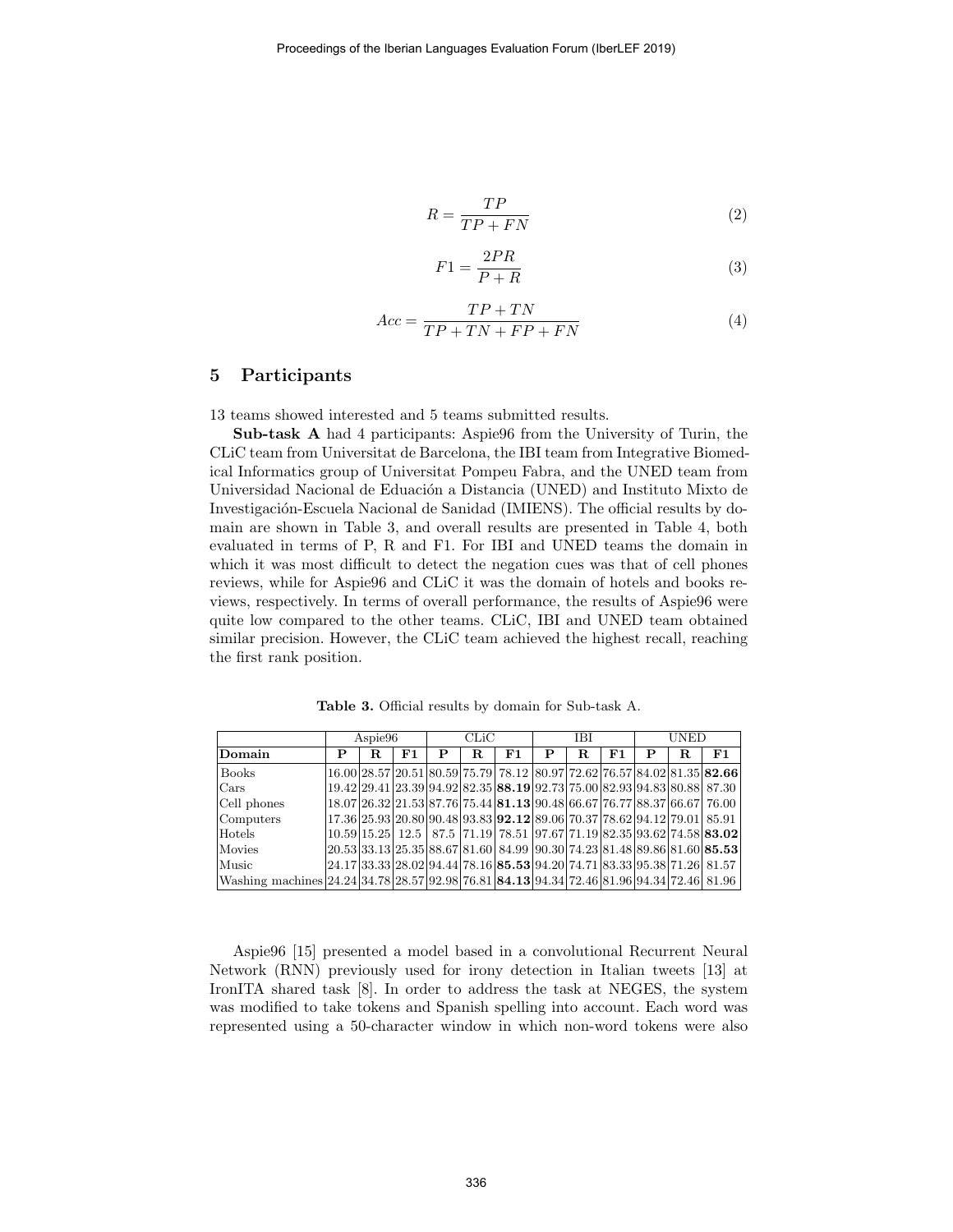$$R = \frac{TP}{TP + FN} \tag{2}$$

$$F1 = \frac{2PR}{P + R} \tag{3}$$

$$Acc = \frac{TP + TN}{TP + TN + FP + FN} \tag{4}$$

## 5 Participants

13 teams showed interested and 5 teams submitted results.

**Sub-task A** had 4 participants: Aspie96 from the University of Turin, the CLiC team from Universitat de Barcelona, the IBI team from Integrative Biomedical Informatics group of Universitat Pompeu Fabra, and the UNED team from Universidad Nacional de Eduación a Distancia (UNED) and Instituto Mixto de Investigación-Escuela Nacional de Sanidad (IMIENS). The official results by domain are shown in Table 3, and overall results are presented in Table 4, both evaluated in terms of P, R and F1. For IBI and UNED teams the domain in which it was most difficult to detect the negation cues was that of cell phones reviews, while for Aspie96 and CLiC it was the domain of hotels and books reviews, respectively. In terms of overall performance, the results of Aspie96 were quite low compared to the other teams. CLiC, IBI and UNED team obtained similar precision. However, the CLiC team achieved the highest recall, reaching the first rank position.

**Table 3.** Official results by domain for Sub-task A.

| | Aspie96 | | | CLiC | | | IBI | | | UNED | | |
|---|---|---|---|---|---|---|---|---|---|---|---|---|
| **Domain** | **P** | **R** | **F1** | **P** | **R** | **F1** | **P** | **R** | **F1** | **P** | **R** | **F1** |
| Books | 16.00 | 28.57 | 20.51 | 80.59 | 75.79 | 78.12 | 80.97 | 72.62 | 76.57 | 84.02 | 81.35 | **82.66** |
| Cars | 19.42 | 29.41 | 23.39 | 94.92 | 82.35 | **88.19** | 92.73 | 75.00 | 82.93 | 94.83 | 80.88 | 87.30 |
| Cell phones | 18.07 | 26.32 | 21.53 | 87.76 | 75.44 | **81.13** | 90.48 | 66.67 | 76.77 | 88.37 | 66.67 | 76.00 |
| Computers | 17.36 | 25.93 | 20.80 | 90.48 | 93.83 | **92.12** | 89.06 | 70.37 | 78.62 | 94.12 | 79.01 | 85.91 |
| Hotels | 10.59 | 15.25 | 12.5 | 87.5 | 71.19 | 78.51 | 97.67 | 71.19 | 82.35 | 93.62 | 74.58 | **83.02** |
| Movies | 20.53 | 33.13 | 25.35 | 88.67 | 81.60 | 84.99 | 90.30 | 74.23 | 81.48 | 89.86 | 81.60 | **85.53** |
| Music | 24.17 | 33.33 | 28.02 | 94.44 | 78.16 | **85.53** | 94.20 | 74.71 | 83.33 | 95.38 | 71.26 | 81.57 |
| Washing machines | 24.24 | 34.78 | 28.57 | 92.98 | 76.81 | **84.13** | 94.34 | 72.46 | 81.96 | 94.34 | 72.46 | 81.96 |

Aspie96 [15] presented a model based in a convolutional Recurrent Neural Network (RNN) previously used for irony detection in Italian tweets [13] at IronITA shared task [8]. In order to address the task at NEGES, the system was modified to take tokens and Spanish spelling into account. Each word was represented using a 50-character window in which non-word tokens were also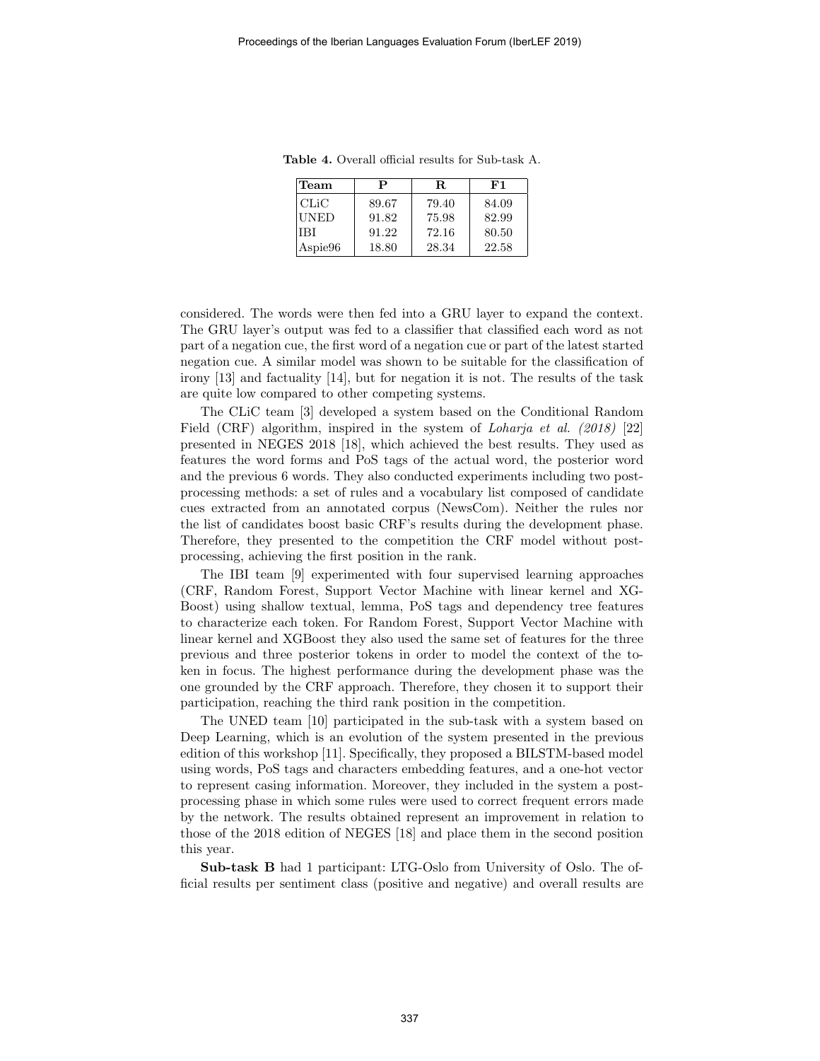**Table 4.** Overall official results for Sub-task A.

| Team | P | R | F1 |
|---|---|---|---|
| CLiC | 89.67 | 79.40 | 84.09 |
| UNED | 91.82 | 75.98 | 82.99 |
| IBI | 91.22 | 72.16 | 80.50 |
| Aspie96 | 18.80 | 28.34 | 22.58 |

considered. The words were then fed into a GRU layer to expand the context. The GRU layer's output was fed to a classifier that classified each word as not part of a negation cue, the first word of a negation cue or part of the latest started negation cue. A similar model was shown to be suitable for the classification of irony [13] and factuality [14], but for negation it is not. The results of the task are quite low compared to other competing systems.

The CLiC team [3] developed a system based on the Conditional Random Field (CRF) algorithm, inspired in the system of *Loharja et al. (2018)* [22] presented in NEGES 2018 [18], which achieved the best results. They used as features the word forms and PoS tags of the actual word, the posterior word and the previous 6 words. They also conducted experiments including two post-processing methods: a set of rules and a vocabulary list composed of candidate cues extracted from an annotated corpus (NewsCom). Neither the rules nor the list of candidates boost basic CRF's results during the development phase. Therefore, they presented to the competition the CRF model without post-processing, achieving the first position in the rank.

The IBI team [9] experimented with four supervised learning approaches (CRF, Random Forest, Support Vector Machine with linear kernel and XG-Boost) using shallow textual, lemma, PoS tags and dependency tree features to characterize each token. For Random Forest, Support Vector Machine with linear kernel and XGBoost they also used the same set of features for the three previous and three posterior tokens in order to model the context of the token in focus. The highest performance during the development phase was the one grounded by the CRF approach. Therefore, they chosen it to support their participation, reaching the third rank position in the competition.

The UNED team [10] participated in the sub-task with a system based on Deep Learning, which is an evolution of the system presented in the previous edition of this workshop [11]. Specifically, they proposed a BILSTM-based model using words, PoS tags and characters embedding features, and a one-hot vector to represent casing information. Moreover, they included in the system a post-processing phase in which some rules were used to correct frequent errors made by the network. The results obtained represent an improvement in relation to those of the 2018 edition of NEGES [18] and place them in the second position this year.

**Sub-task B** had 1 participant: LTG-Oslo from University of Oslo. The official results per sentiment class (positive and negative) and overall results are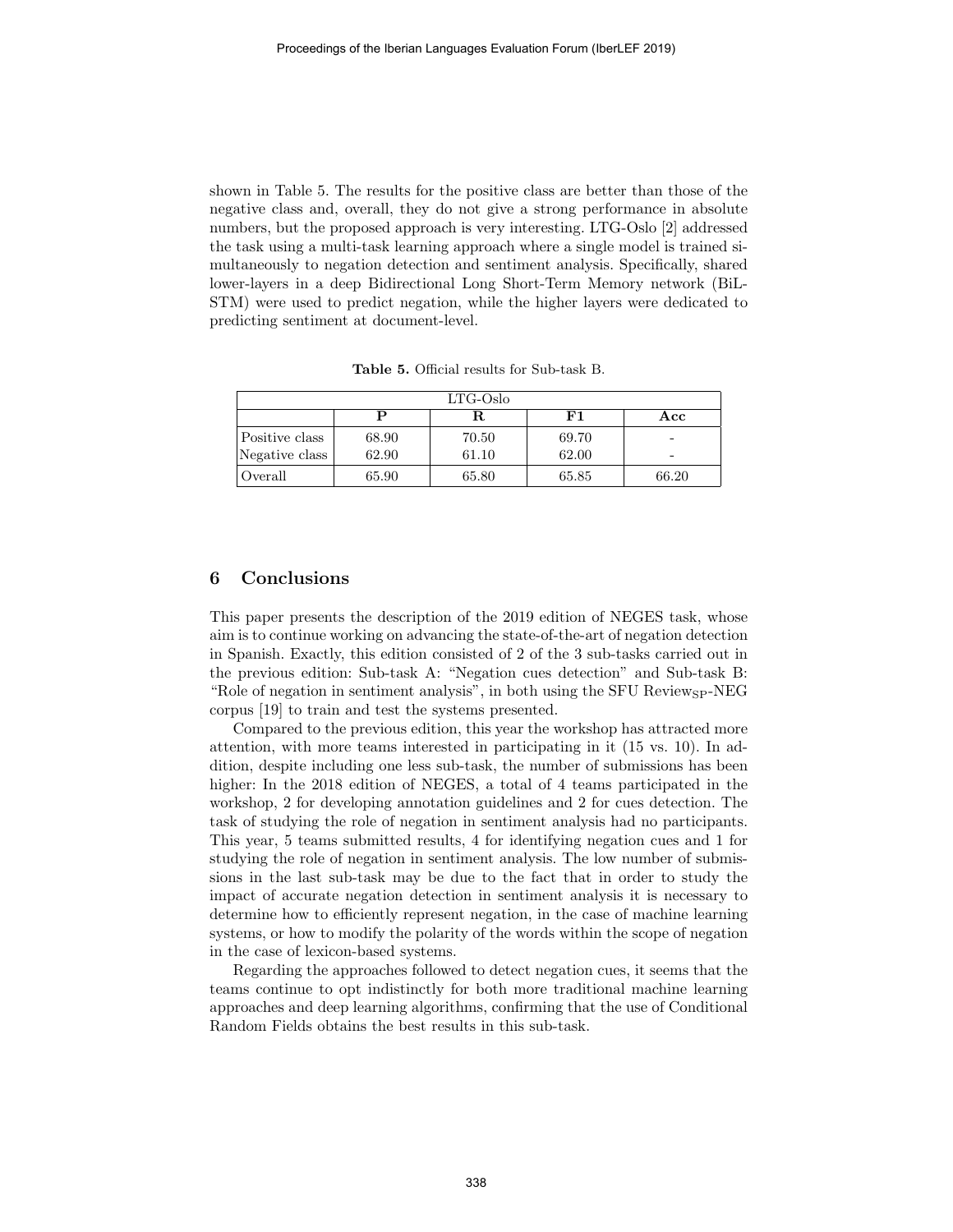shown in Table 5. The results for the positive class are better than those of the negative class and, overall, they do not give a strong performance in absolute numbers, but the proposed approach is very interesting. LTG-Oslo [2] addressed the task using a multi-task learning approach where a single model is trained simultaneously to negation detection and sentiment analysis. Specifically, shared lower-layers in a deep Bidirectional Long Short-Term Memory network (BiLSTM) were used to predict negation, while the higher layers were dedicated to predicting sentiment at document-level.

**Table 5.** Official results for Sub-task B.

| LTG-Oslo | | | | |
|---|---|---|---|---|
| | **P** | **R** | **F1** | **Acc** |
| Positive class | 68.90 | 70.50 | 69.70 | - |
| Negative class | 62.90 | 61.10 | 62.00 | - |
| Overall | 65.90 | 65.80 | 65.85 | 66.20 |

## 6 Conclusions

This paper presents the description of the 2019 edition of NEGES task, whose aim is to continue working on advancing the state-of-the-art of negation detection in Spanish. Exactly, this edition consisted of 2 of the 3 sub-tasks carried out in the previous edition: Sub-task A: "Negation cues detection" and Sub-task B: "Role of negation in sentiment analysis", in both using the SFU Review$_{SP}$-NEG corpus [19] to train and test the systems presented.

Compared to the previous edition, this year the workshop has attracted more attention, with more teams interested in participating in it (15 vs. 10). In addition, despite including one less sub-task, the number of submissions has been higher: In the 2018 edition of NEGES, a total of 4 teams participated in the workshop, 2 for developing annotation guidelines and 2 for cues detection. The task of studying the role of negation in sentiment analysis had no participants. This year, 5 teams submitted results, 4 for identifying negation cues and 1 for studying the role of negation in sentiment analysis. The low number of submissions in the last sub-task may be due to the fact that in order to study the impact of accurate negation detection in sentiment analysis it is necessary to determine how to efficiently represent negation, in the case of machine learning systems, or how to modify the polarity of the words within the scope of negation in the case of lexicon-based systems.

Regarding the approaches followed to detect negation cues, it seems that the teams continue to opt indistinctly for both more traditional machine learning approaches and deep learning algorithms, confirming that the use of Conditional Random Fields obtains the best results in this sub-task.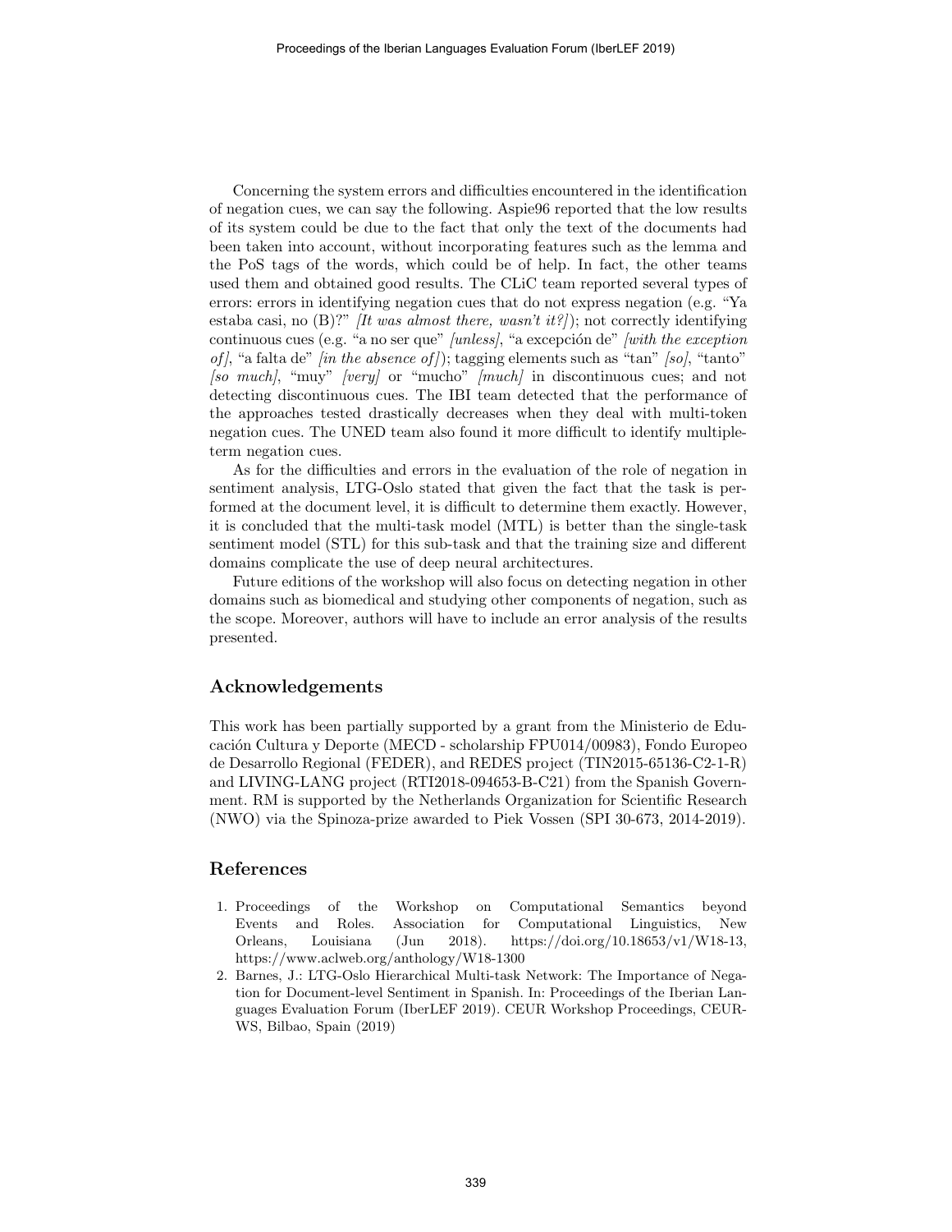Concerning the system errors and difficulties encountered in the identification of negation cues, we can say the following. Aspie96 reported that the low results of its system could be due to the fact that only the text of the documents had been taken into account, without incorporating features such as the lemma and the PoS tags of the words, which could be of help. In fact, the other teams used them and obtained good results. The CLiC team reported several types of errors: errors in identifying negation cues that do not express negation (e.g. "Ya estaba casi, no (B)?" *[It was almost there, wasn't it?]*); not correctly identifying continuous cues (e.g. "a no ser que" *[unless]*, "a excepción de" *[with the exception of]*, "a falta de" *[in the absence of]*); tagging elements such as "tan" *[so]*, "tanto" *[so much]*, "muy" *[very]* or "mucho" *[much]* in discontinuous cues; and not detecting discontinuous cues. The IBI team detected that the performance of the approaches tested drastically decreases when they deal with multi-token negation cues. The UNED team also found it more difficult to identify multiple-term negation cues.

As for the difficulties and errors in the evaluation of the role of negation in sentiment analysis, LTG-Oslo stated that given the fact that the task is performed at the document level, it is difficult to determine them exactly. However, it is concluded that the multi-task model (MTL) is better than the single-task sentiment model (STL) for this sub-task and that the training size and different domains complicate the use of deep neural architectures.

Future editions of the workshop will also focus on detecting negation in other domains such as biomedical and studying other components of negation, such as the scope. Moreover, authors will have to include an error analysis of the results presented.

## Acknowledgements

This work has been partially supported by a grant from the Ministerio de Educación Cultura y Deporte (MECD - scholarship FPU014/00983), Fondo Europeo de Desarrollo Regional (FEDER), and REDES project (TIN2015-65136-C2-1-R) and LIVING-LANG project (RTI2018-094653-B-C21) from the Spanish Government. RM is supported by the Netherlands Organization for Scientific Research (NWO) via the Spinoza-prize awarded to Piek Vossen (SPI 30-673, 2014-2019).

## References

1. Proceedings of the Workshop on Computational Semantics beyond Events and Roles. Association for Computational Linguistics, New Orleans, Louisiana (Jun 2018). https://doi.org/10.18653/v1/W18-13, https://www.aclweb.org/anthology/W18-1300
2. Barnes, J.: LTG-Oslo Hierarchical Multi-task Network: The Importance of Negation for Document-level Sentiment in Spanish. In: Proceedings of the Iberian Languages Evaluation Forum (IberLEF 2019). CEUR Workshop Proceedings, CEUR-WS, Bilbao, Spain (2019)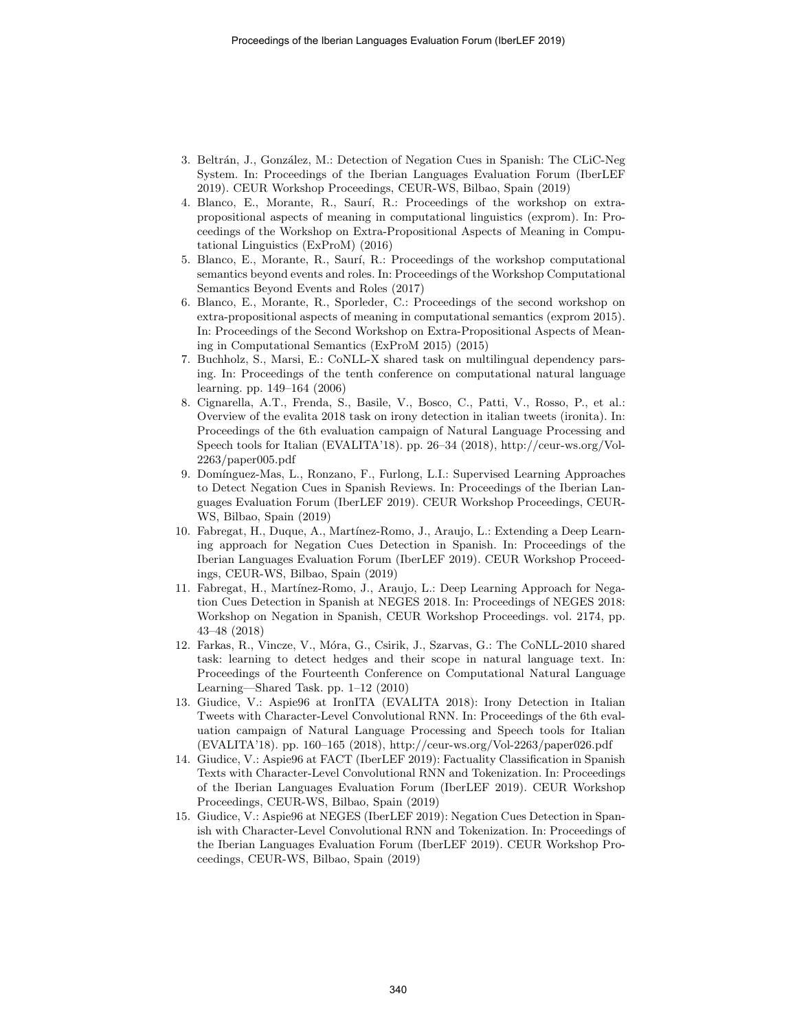3. Beltrán, J., González, M.: Detection of Negation Cues in Spanish: The CLiC-Neg System. In: Proceedings of the Iberian Languages Evaluation Forum (IberLEF 2019). CEUR Workshop Proceedings, CEUR-WS, Bilbao, Spain (2019)
4. Blanco, E., Morante, R., Saurí, R.: Proceedings of the workshop on extra-propositional aspects of meaning in computational linguistics (exprom). In: Proceedings of the Workshop on Extra-Propositional Aspects of Meaning in Computational Linguistics (ExProM) (2016)
5. Blanco, E., Morante, R., Saurí, R.: Proceedings of the workshop computational semantics beyond events and roles. In: Proceedings of the Workshop Computational Semantics Beyond Events and Roles (2017)
6. Blanco, E., Morante, R., Sporleder, C.: Proceedings of the second workshop on extra-propositional aspects of meaning in computational semantics (exprom 2015). In: Proceedings of the Second Workshop on Extra-Propositional Aspects of Meaning in Computational Semantics (ExProM 2015) (2015)
7. Buchholz, S., Marsi, E.: CoNLL-X shared task on multilingual dependency parsing. In: Proceedings of the tenth conference on computational natural language learning. pp. 149–164 (2006)
8. Cignarella, A.T., Frenda, S., Basile, V., Bosco, C., Patti, V., Rosso, P., et al.: Overview of the evalita 2018 task on irony detection in italian tweets (ironita). In: Proceedings of the 6th evaluation campaign of Natural Language Processing and Speech tools for Italian (EVALITA'18). pp. 26–34 (2018), http://ceur-ws.org/Vol-2263/paper005.pdf
9. Domínguez-Mas, L., Ronzano, F., Furlong, L.I.: Supervised Learning Approaches to Detect Negation Cues in Spanish Reviews. In: Proceedings of the Iberian Languages Evaluation Forum (IberLEF 2019). CEUR Workshop Proceedings, CEUR-WS, Bilbao, Spain (2019)
10. Fabregat, H., Duque, A., Martínez-Romo, J., Araujo, L.: Extending a Deep Learning approach for Negation Cues Detection in Spanish. In: Proceedings of the Iberian Languages Evaluation Forum (IberLEF 2019). CEUR Workshop Proceedings, CEUR-WS, Bilbao, Spain (2019)
11. Fabregat, H., Martínez-Romo, J., Araujo, L.: Deep Learning Approach for Negation Cues Detection in Spanish at NEGES 2018. In: Proceedings of NEGES 2018: Workshop on Negation in Spanish, CEUR Workshop Proceedings. vol. 2174, pp. 43–48 (2018)
12. Farkas, R., Vincze, V., Móra, G., Csirik, J., Szarvas, G.: The CoNLL-2010 shared task: learning to detect hedges and their scope in natural language text. In: Proceedings of the Fourteenth Conference on Computational Natural Language Learning—Shared Task. pp. 1–12 (2010)
13. Giudice, V.: Aspie96 at IronITA (EVALITA 2018): Irony Detection in Italian Tweets with Character-Level Convolutional RNN. In: Proceedings of the 6th evaluation campaign of Natural Language Processing and Speech tools for Italian (EVALITA'18). pp. 160–165 (2018), http://ceur-ws.org/Vol-2263/paper026.pdf
14. Giudice, V.: Aspie96 at FACT (IberLEF 2019): Factuality Classification in Spanish Texts with Character-Level Convolutional RNN and Tokenization. In: Proceedings of the Iberian Languages Evaluation Forum (IberLEF 2019). CEUR Workshop Proceedings, CEUR-WS, Bilbao, Spain (2019)
15. Giudice, V.: Aspie96 at NEGES (IberLEF 2019): Negation Cues Detection in Spanish with Character-Level Convolutional RNN and Tokenization. In: Proceedings of the Iberian Languages Evaluation Forum (IberLEF 2019). CEUR Workshop Proceedings, CEUR-WS, Bilbao, Spain (2019)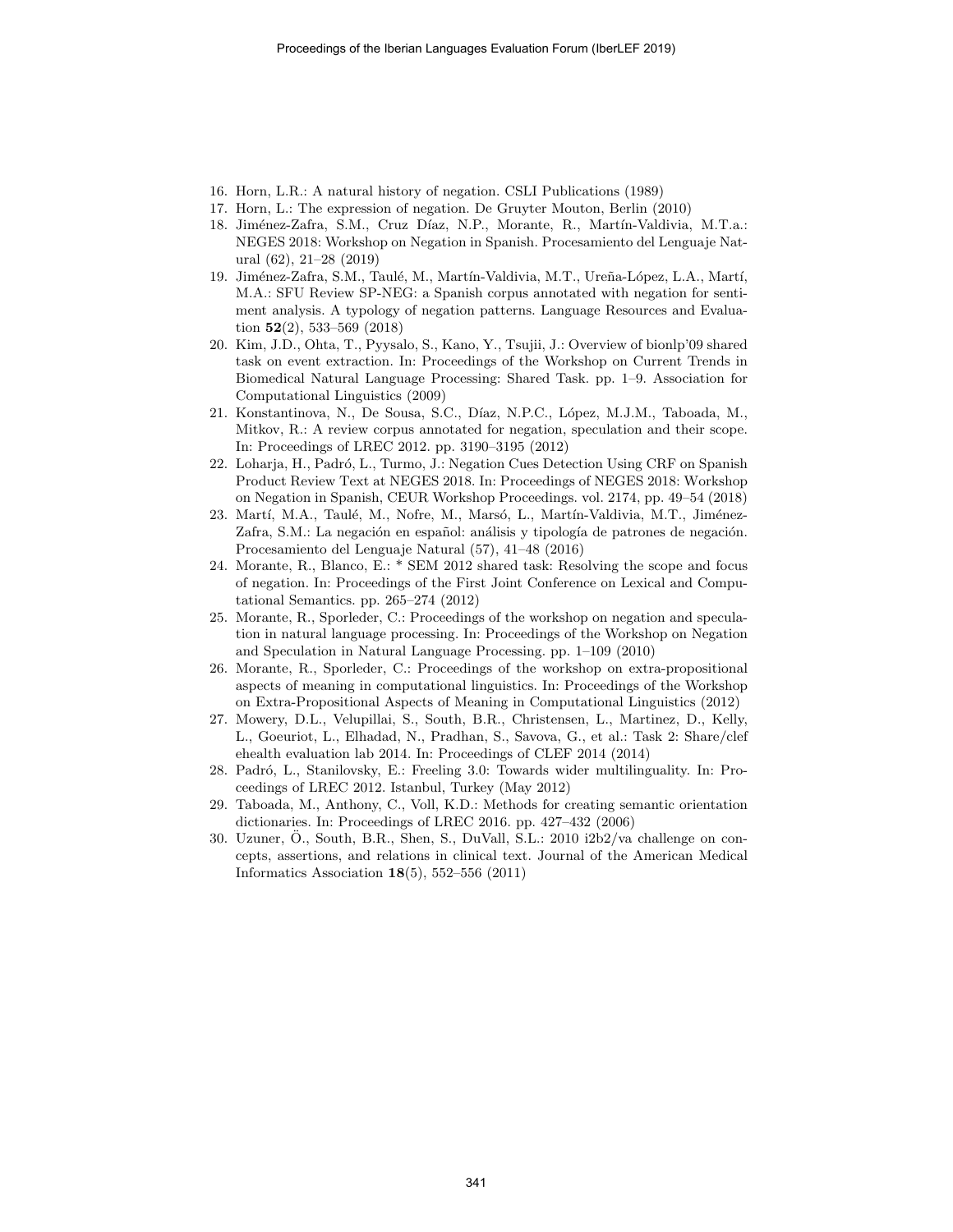16. Horn, L.R.: A natural history of negation. CSLI Publications (1989)
17. Horn, L.: The expression of negation. De Gruyter Mouton, Berlin (2010)
18. Jiménez-Zafra, S.M., Cruz Díaz, N.P., Morante, R., Martín-Valdivia, M.T.a.: NEGES 2018: Workshop on Negation in Spanish. Procesamiento del Lenguaje Natural (62), 21–28 (2019)
19. Jiménez-Zafra, S.M., Taulé, M., Martín-Valdivia, M.T., Ureña-López, L.A., Martí, M.A.: SFU Review SP-NEG: a Spanish corpus annotated with negation for sentiment analysis. A typology of negation patterns. Language Resources and Evaluation **52**(2), 533–569 (2018)
20. Kim, J.D., Ohta, T., Pyysalo, S., Kano, Y., Tsujii, J.: Overview of bionlp'09 shared task on event extraction. In: Proceedings of the Workshop on Current Trends in Biomedical Natural Language Processing: Shared Task. pp. 1–9. Association for Computational Linguistics (2009)
21. Konstantinova, N., De Sousa, S.C., Díaz, N.P.C., López, M.J.M., Taboada, M., Mitkov, R.: A review corpus annotated for negation, speculation and their scope. In: Proceedings of LREC 2012. pp. 3190–3195 (2012)
22. Loharja, H., Padró, L., Turmo, J.: Negation Cues Detection Using CRF on Spanish Product Review Text at NEGES 2018. In: Proceedings of NEGES 2018: Workshop on Negation in Spanish, CEUR Workshop Proceedings. vol. 2174, pp. 49–54 (2018)
23. Martí, M.A., Taulé, M., Nofre, M., Marsó, L., Martín-Valdivia, M.T., Jiménez-Zafra, S.M.: La negación en español: análisis y tipología de patrones de negación. Procesamiento del Lenguaje Natural (57), 41–48 (2016)
24. Morante, R., Blanco, E.: * SEM 2012 shared task: Resolving the scope and focus of negation. In: Proceedings of the First Joint Conference on Lexical and Computational Semantics. pp. 265–274 (2012)
25. Morante, R., Sporleder, C.: Proceedings of the workshop on negation and speculation in natural language processing. In: Proceedings of the Workshop on Negation and Speculation in Natural Language Processing. pp. 1–109 (2010)
26. Morante, R., Sporleder, C.: Proceedings of the workshop on extra-propositional aspects of meaning in computational linguistics. In: Proceedings of the Workshop on Extra-Propositional Aspects of Meaning in Computational Linguistics (2012)
27. Mowery, D.L., Velupillai, S., South, B.R., Christensen, L., Martinez, D., Kelly, L., Goeuriot, L., Elhadad, N., Pradhan, S., Savova, G., et al.: Task 2: Share/clef ehealth evaluation lab 2014. In: Proceedings of CLEF 2014 (2014)
28. Padró, L., Stanilovsky, E.: Freeling 3.0: Towards wider multilinguality. In: Proceedings of LREC 2012. Istanbul, Turkey (May 2012)
29. Taboada, M., Anthony, C., Voll, K.D.: Methods for creating semantic orientation dictionaries. In: Proceedings of LREC 2016. pp. 427–432 (2006)
30. Uzuner, Ö., South, B.R., Shen, S., DuVall, S.L.: 2010 i2b2/va challenge on concepts, assertions, and relations in clinical text. Journal of the American Medical Informatics Association **18**(5), 552–556 (2011)